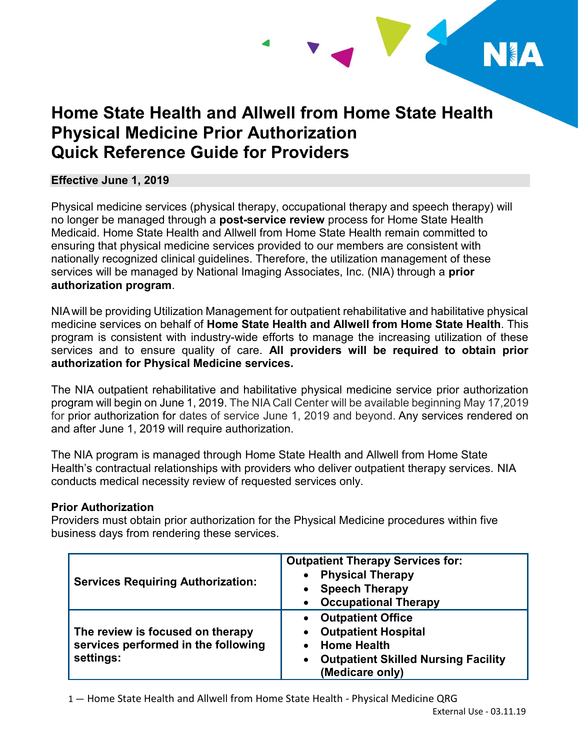# Home State Health and Allwell from Home State Health Physical Medicine Prior Authorization Quick Reference Guide for Providers

**Effective June 1, 2019**

Physical medicine services (physical therapy, occupational therapy and speech therapy) will no longer be managed through a **post-service review** process for Home State Health Medicaid. Home State Health and Allwell from Home State Health remain committed to ensuring that physical medicine services provided to our members are consistent with nationally recognized clinical guidelines. Therefore, the utilization management of these services will be managed by National Imaging Associates, Inc. (NIA) through a **prior authorization program**.

NIA will be providing Utilization Management for outpatient rehabilitative and habilitative physical medicine services on behalf of **Home State Health and Allwell from Home State Health**. This program is consistent with industry-wide efforts to manage the increasing utilization of these services and to ensure quality of care. **All providers will be required to obtain prior authorization for Physical Medicine services.**

The NIA outpatient rehabilitative and habilitative physical medicine service prior authorization program will begin on June 1, 2019. The NIA Call Center will be available beginning May 17,2019 for prior authorization for dates of service June 1, 2019 and beyond. Any services rendered on and after June 1, 2019 will require authorization.

The NIA program is managed through Home State Health and Allwell from Home State Health's contractual relationships with providers who deliver outpatient therapy services. NIA conducts medical necessity review of requested services only.

**Prior Authorization**

Providers must obtain prior authorization for the Physical Medicine procedures within five business days from rendering these services.

| **Services Requiring Authorization:** | **Outpatient Therapy Services for:**<br>• **Physical Therapy**<br>• **Speech Therapy**<br>• **Occupational Therapy** |
|---|---|
| **The review is focused on therapy services performed in the following settings:** | • **Outpatient Office**<br>• **Outpatient Hospital**<br>• **Home Health**<br>• **Outpatient Skilled Nursing Facility (Medicare only)** |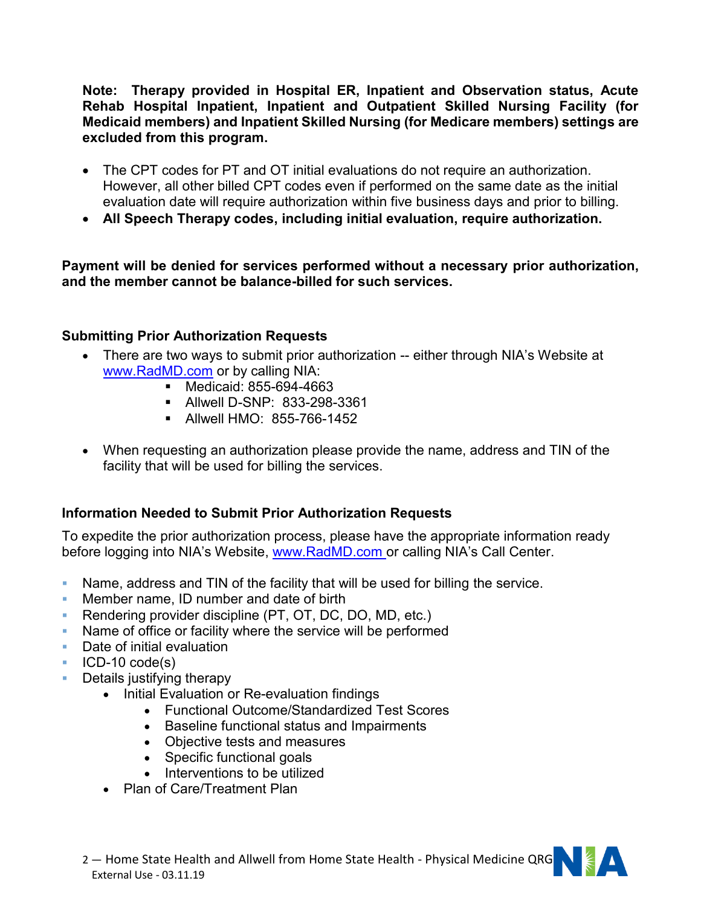**Note: Therapy provided in Hospital ER, Inpatient and Observation status, Acute Rehab Hospital Inpatient, Inpatient and Outpatient Skilled Nursing Facility (for Medicaid members) and Inpatient Skilled Nursing (for Medicare members) settings are excluded from this program.**

- The CPT codes for PT and OT initial evaluations do not require an authorization. However, all other billed CPT codes even if performed on the same date as the initial evaluation date will require authorization within five business days and prior to billing.
- **All Speech Therapy codes, including initial evaluation, require authorization.**

**Payment will be denied for services performed without a necessary prior authorization, and the member cannot be balance-billed for such services.**

### Submitting Prior Authorization Requests

- There are two ways to submit prior authorization -- either through NIA's Website at www.RadMD.com or by calling NIA:
  - Medicaid: 855-694-4663
  - Allwell D-SNP: 833-298-3361
  - Allwell HMO: 855-766-1452
- When requesting an authorization please provide the name, address and TIN of the facility that will be used for billing the services.

### Information Needed to Submit Prior Authorization Requests

To expedite the prior authorization process, please have the appropriate information ready before logging into NIA's Website, www.RadMD.com or calling NIA's Call Center.

- Name, address and TIN of the facility that will be used for billing the service.
- Member name, ID number and date of birth
- Rendering provider discipline (PT, OT, DC, DO, MD, etc.)
- Name of office or facility where the service will be performed
- Date of initial evaluation
- ICD-10 code(s)
- Details justifying therapy
  - Initial Evaluation or Re-evaluation findings
    - Functional Outcome/Standardized Test Scores
    - Baseline functional status and Impairments
    - Objective tests and measures
    - Specific functional goals
    - Interventions to be utilized
  - Plan of Care/Treatment Plan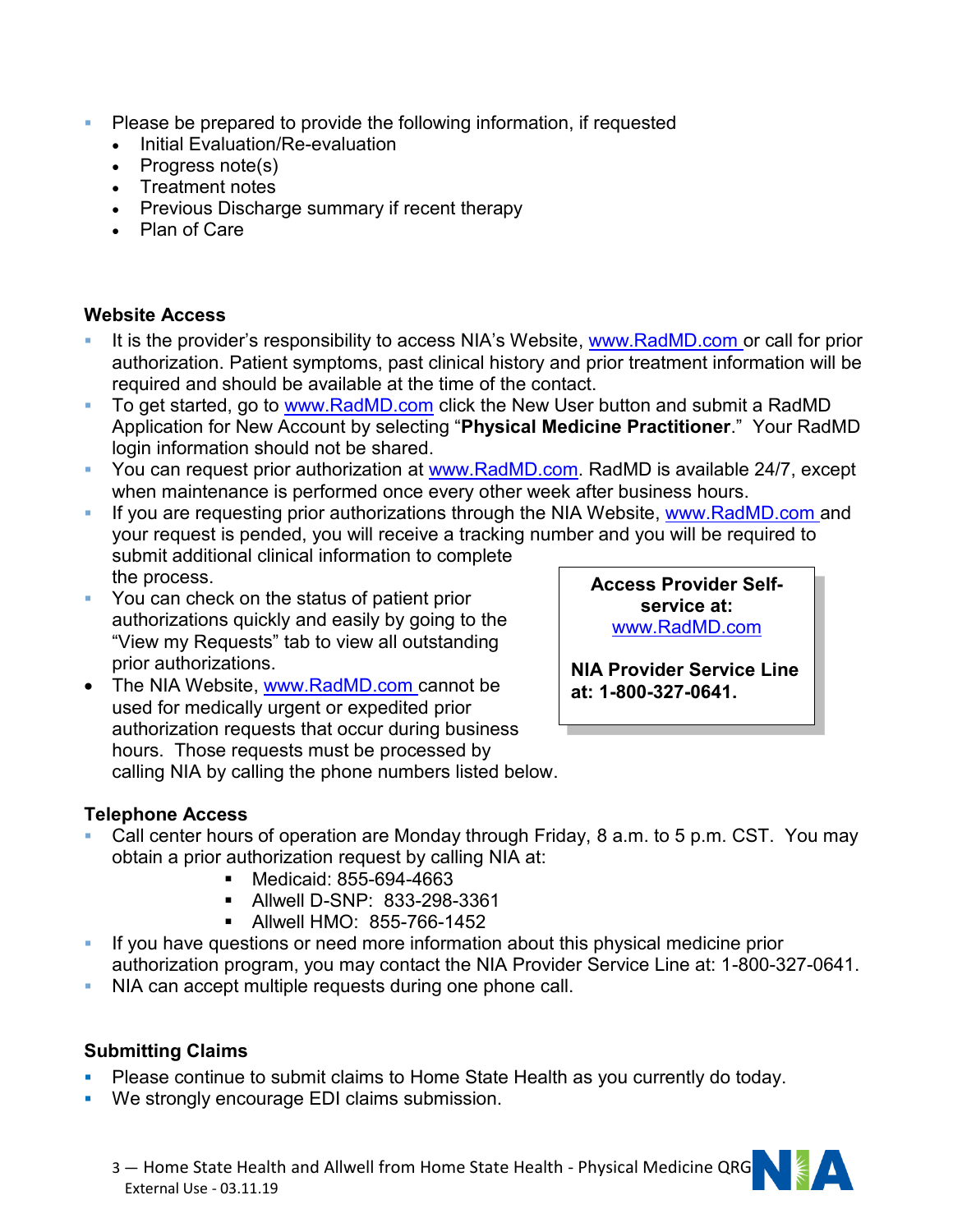- Please be prepared to provide the following information, if requested
  - Initial Evaluation/Re-evaluation
  - Progress note(s)
  - Treatment notes
  - Previous Discharge summary if recent therapy
  - Plan of Care

**Website Access**

- It is the provider's responsibility to access NIA's Website, www.RadMD.com or call for prior authorization. Patient symptoms, past clinical history and prior treatment information will be required and should be available at the time of the contact.
- To get started, go to www.RadMD.com click the New User button and submit a RadMD Application for New Account by selecting "**Physical Medicine Practitioner**." Your RadMD login information should not be shared.
- You can request prior authorization at www.RadMD.com. RadMD is available 24/7, except when maintenance is performed once every other week after business hours.
- If you are requesting prior authorizations through the NIA Website, www.RadMD.com and your request is pended, you will receive a tracking number and you will be required to submit additional clinical information to complete the process.
- You can check on the status of patient prior authorizations quickly and easily by going to the "View my Requests" tab to view all outstanding prior authorizations.
- The NIA Website, www.RadMD.com cannot be used for medically urgent or expedited prior authorization requests that occur during business hours. Those requests must be processed by calling NIA by calling the phone numbers listed below.

**Access Provider Self-service at:**
www.RadMD.com

**NIA Provider Service Line at: 1-800-327-0641.**

**Telephone Access**

- Call center hours of operation are Monday through Friday, 8 a.m. to 5 p.m. CST. You may obtain a prior authorization request by calling NIA at:
  - Medicaid: 855-694-4663
  - Allwell D-SNP: 833-298-3361
  - Allwell HMO: 855-766-1452
- If you have questions or need more information about this physical medicine prior authorization program, you may contact the NIA Provider Service Line at: 1-800-327-0641.
- NIA can accept multiple requests during one phone call.

**Submitting Claims**

- Please continue to submit claims to Home State Health as you currently do today.
- We strongly encourage EDI claims submission.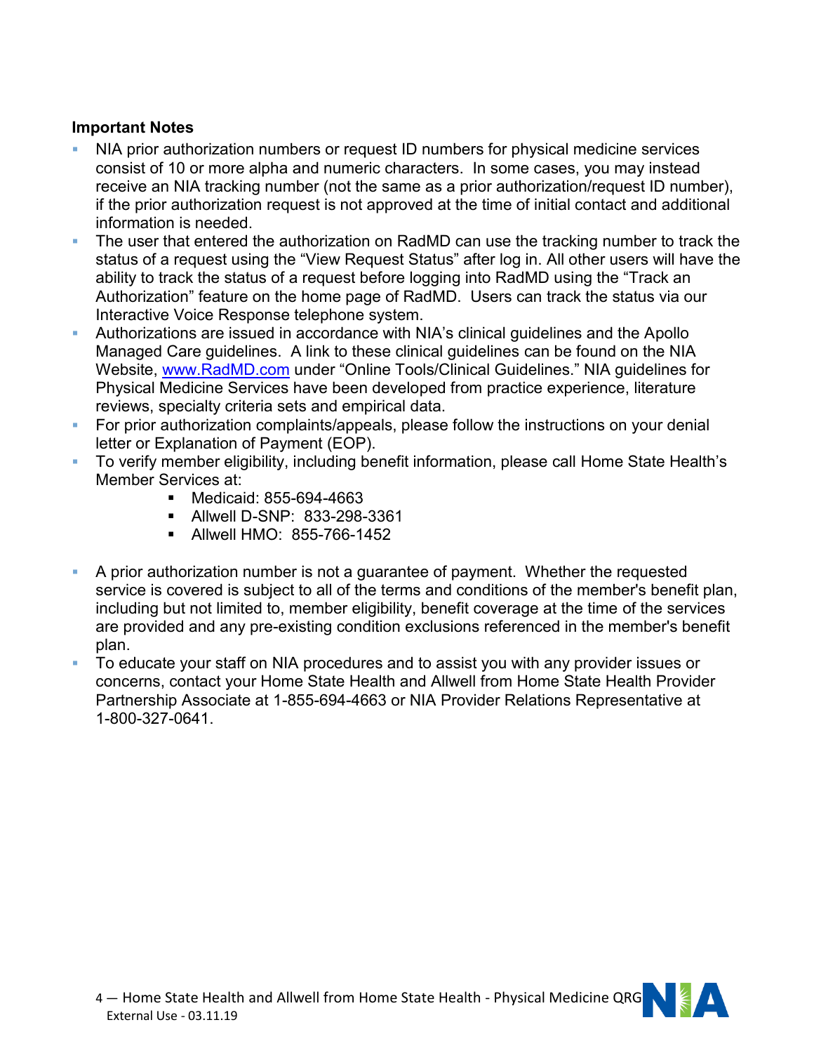**Important Notes**

- NIA prior authorization numbers or request ID numbers for physical medicine services consist of 10 or more alpha and numeric characters. In some cases, you may instead receive an NIA tracking number (not the same as a prior authorization/request ID number), if the prior authorization request is not approved at the time of initial contact and additional information is needed.
- The user that entered the authorization on RadMD can use the tracking number to track the status of a request using the "View Request Status" after log in. All other users will have the ability to track the status of a request before logging into RadMD using the "Track an Authorization" feature on the home page of RadMD. Users can track the status via our Interactive Voice Response telephone system.
- Authorizations are issued in accordance with NIA's clinical guidelines and the Apollo Managed Care guidelines. A link to these clinical guidelines can be found on the NIA Website, [www.RadMD.com](http://www.RadMD.com) under "Online Tools/Clinical Guidelines." NIA guidelines for Physical Medicine Services have been developed from practice experience, literature reviews, specialty criteria sets and empirical data.
- For prior authorization complaints/appeals, please follow the instructions on your denial letter or Explanation of Payment (EOP).
- To verify member eligibility, including benefit information, please call Home State Health's Member Services at:
  - Medicaid: 855-694-4663
  - Allwell D-SNP: 833-298-3361
  - Allwell HMO: 855-766-1452
- A prior authorization number is not a guarantee of payment. Whether the requested service is covered is subject to all of the terms and conditions of the member's benefit plan, including but not limited to, member eligibility, benefit coverage at the time of the services are provided and any pre-existing condition exclusions referenced in the member's benefit plan.
- To educate your staff on NIA procedures and to assist you with any provider issues or concerns, contact your Home State Health and Allwell from Home State Health Provider Partnership Associate at 1-855-694-4663 or NIA Provider Relations Representative at 1-800-327-0641.